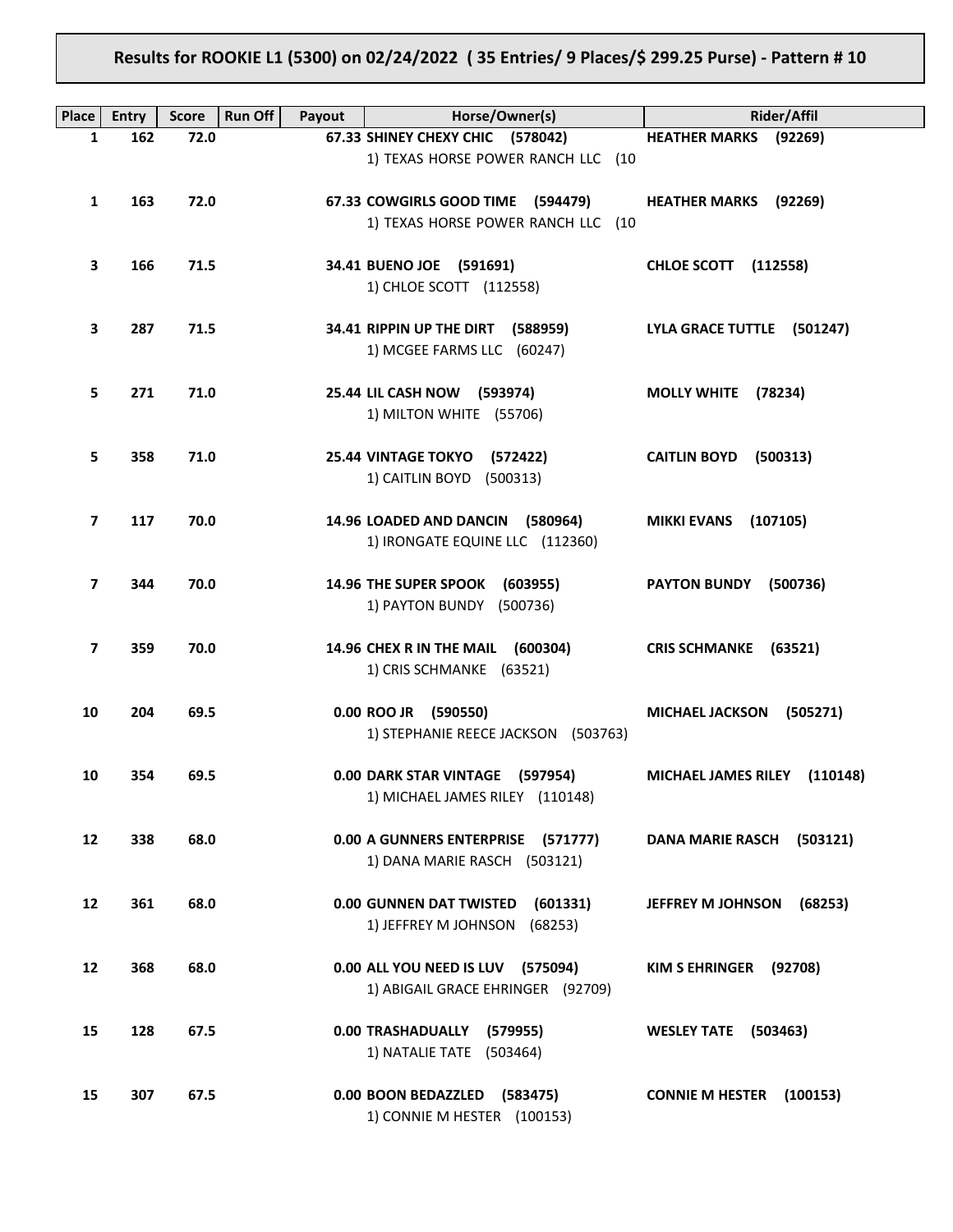**Results for ROOKIE L1 (5300) on 02/24/2022 ( 35 Entries/ 9 Places/$ 299.25 Purse) - Pattern # 10**

| Place | Entry | Score | Run Off | Payout | Horse/Owner(s) | Rider/Affil |
|---|---|---|---|---|---|---|
| 1 | 162 | 72.0 | | 67.33 | **SHINEY CHEXY CHIC (578042)**<br>1) TEXAS HORSE POWER RANCH LLC (10 | **HEATHER MARKS (92269)** |
| 1 | 163 | 72.0 | | 67.33 | **COWGIRLS GOOD TIME (594479)**<br>1) TEXAS HORSE POWER RANCH LLC (10 | **HEATHER MARKS (92269)** |
| 3 | 166 | 71.5 | | 34.41 | **BUENO JOE (591691)**<br>1) CHLOE SCOTT (112558) | **CHLOE SCOTT (112558)** |
| 3 | 287 | 71.5 | | 34.41 | **RIPPIN UP THE DIRT (588959)**<br>1) MCGEE FARMS LLC (60247) | **LYLA GRACE TUTTLE (501247)** |
| 5 | 271 | 71.0 | | 25.44 | **LIL CASH NOW (593974)**<br>1) MILTON WHITE (55706) | **MOLLY WHITE (78234)** |
| 5 | 358 | 71.0 | | 25.44 | **VINTAGE TOKYO (572422)**<br>1) CAITLIN BOYD (500313) | **CAITLIN BOYD (500313)** |
| 7 | 117 | 70.0 | | 14.96 | **LOADED AND DANCIN (580964)**<br>1) IRONGATE EQUINE LLC (112360) | **MIKKI EVANS (107105)** |
| 7 | 344 | 70.0 | | 14.96 | **THE SUPER SPOOK (603955)**<br>1) PAYTON BUNDY (500736) | **PAYTON BUNDY (500736)** |
| 7 | 359 | 70.0 | | 14.96 | **CHEX R IN THE MAIL (600304)**<br>1) CRIS SCHMANKE (63521) | **CRIS SCHMANKE (63521)** |
| 10 | 204 | 69.5 | | 0.00 | **ROO JR (590550)**<br>1) STEPHANIE REECE JACKSON (503763) | **MICHAEL JACKSON (505271)** |
| 10 | 354 | 69.5 | | 0.00 | **DARK STAR VINTAGE (597954)**<br>1) MICHAEL JAMES RILEY (110148) | **MICHAEL JAMES RILEY (110148)** |
| 12 | 338 | 68.0 | | 0.00 | **A GUNNERS ENTERPRISE (571777)**<br>1) DANA MARIE RASCH (503121) | **DANA MARIE RASCH (503121)** |
| 12 | 361 | 68.0 | | 0.00 | **GUNNEN DAT TWISTED (601331)**<br>1) JEFFREY M JOHNSON (68253) | **JEFFREY M JOHNSON (68253)** |
| 12 | 368 | 68.0 | | 0.00 | **ALL YOU NEED IS LUV (575094)**<br>1) ABIGAIL GRACE EHRINGER (92709) | **KIM S EHRINGER (92708)** |
| 15 | 128 | 67.5 | | 0.00 | **TRASHADUALLY (579955)**<br>1) NATALIE TATE (503464) | **WESLEY TATE (503463)** |
| 15 | 307 | 67.5 | | 0.00 | **BOON BEDAZZLED (583475)**<br>1) CONNIE M HESTER (100153) | **CONNIE M HESTER (100153)** |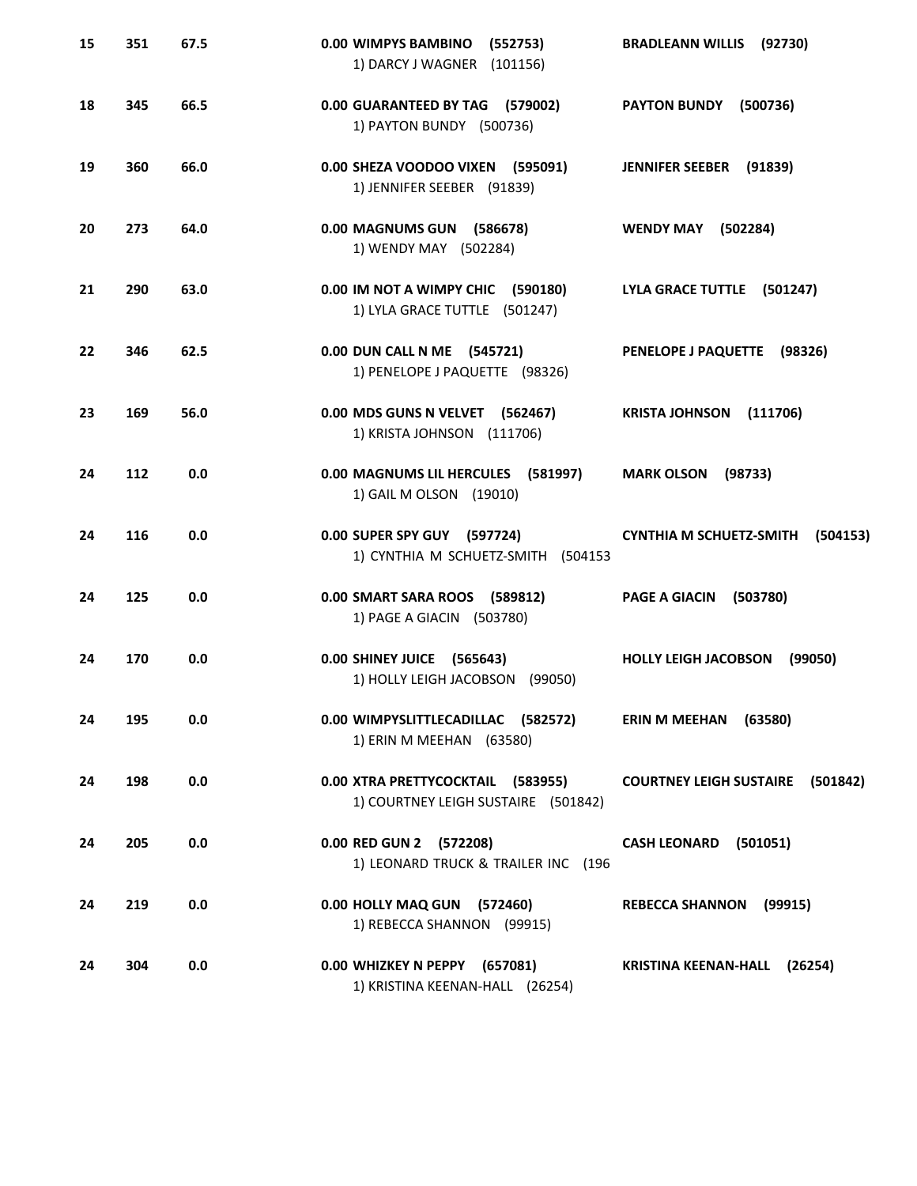| | | | | |
|---|---|---|---|---|
| 15 | 351 | 67.5 | 0.00 **WIMPYS BAMBINO (552753)**<br>1) DARCY J WAGNER (101156) | **BRADLEANN WILLIS (92730)** |
| 18 | 345 | 66.5 | 0.00 **GUARANTEED BY TAG (579002)**<br>1) PAYTON BUNDY (500736) | **PAYTON BUNDY (500736)** |
| 19 | 360 | 66.0 | 0.00 **SHEZA VOODOO VIXEN (595091)**<br>1) JENNIFER SEEBER (91839) | **JENNIFER SEEBER (91839)** |
| 20 | 273 | 64.0 | 0.00 **MAGNUMS GUN (586678)**<br>1) WENDY MAY (502284) | **WENDY MAY (502284)** |
| 21 | 290 | 63.0 | 0.00 **IM NOT A WIMPY CHIC (590180)**<br>1) LYLA GRACE TUTTLE (501247) | **LYLA GRACE TUTTLE (501247)** |
| 22 | 346 | 62.5 | 0.00 **DUN CALL N ME (545721)**<br>1) PENELOPE J PAQUETTE (98326) | **PENELOPE J PAQUETTE (98326)** |
| 23 | 169 | 56.0 | 0.00 **MDS GUNS N VELVET (562467)**<br>1) KRISTA JOHNSON (111706) | **KRISTA JOHNSON (111706)** |
| 24 | 112 | 0.0 | 0.00 **MAGNUMS LIL HERCULES (581997)**<br>1) GAIL M OLSON (19010) | **MARK OLSON (98733)** |
| 24 | 116 | 0.0 | 0.00 **SUPER SPY GUY (597724)**<br>1) CYNTHIA M SCHUETZ-SMITH (504153 | **CYNTHIA M SCHUETZ-SMITH (504153)** |
| 24 | 125 | 0.0 | 0.00 **SMART SARA ROOS (589812)**<br>1) PAGE A GIACIN (503780) | **PAGE A GIACIN (503780)** |
| 24 | 170 | 0.0 | 0.00 **SHINEY JUICE (565643)**<br>1) HOLLY LEIGH JACOBSON (99050) | **HOLLY LEIGH JACOBSON (99050)** |
| 24 | 195 | 0.0 | 0.00 **WIMPYSLITTLECADILLAC (582572)**<br>1) ERIN M MEEHAN (63580) | **ERIN M MEEHAN (63580)** |
| 24 | 198 | 0.0 | 0.00 **XTRA PRETTYCOCKTAIL (583955)**<br>1) COURTNEY LEIGH SUSTAIRE (501842) | **COURTNEY LEIGH SUSTAIRE (501842)** |
| 24 | 205 | 0.0 | 0.00 **RED GUN 2 (572208)**<br>1) LEONARD TRUCK & TRAILER INC (196 | **CASH LEONARD (501051)** |
| 24 | 219 | 0.0 | 0.00 **HOLLY MAQ GUN (572460)**<br>1) REBECCA SHANNON (99915) | **REBECCA SHANNON (99915)** |
| 24 | 304 | 0.0 | 0.00 **WHIZKEY N PEPPY (657081)**<br>1) KRISTINA KEENAN-HALL (26254) | **KRISTINA KEENAN-HALL (26254)** |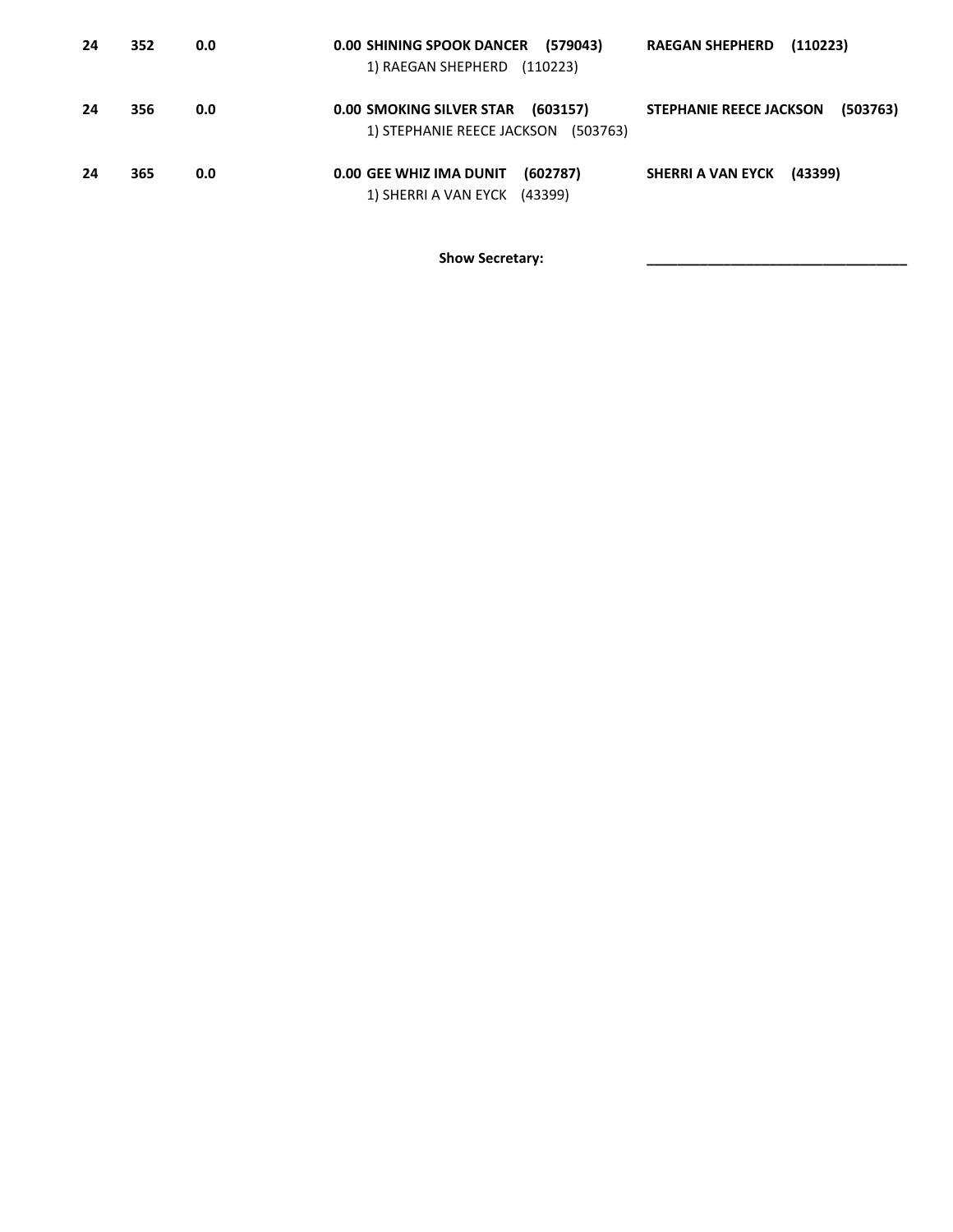| | | | | |
|---|---|---|---|---|
| **24** | **352** | **0.0** | **0.00 SHINING SPOOK DANCER (579043)**<br>1) RAEGAN SHEPHERD (110223) | **RAEGAN SHEPHERD (110223)** |
| **24** | **356** | **0.0** | **0.00 SMOKING SILVER STAR (603157)**<br>1) STEPHANIE REECE JACKSON (503763) | **STEPHANIE REECE JACKSON (503763)** |
| **24** | **365** | **0.0** | **0.00 GEE WHIZ IMA DUNIT (602787)**<br>1) SHERRI A VAN EYCK (43399) | **SHERRI A VAN EYCK (43399)** |

**Show Secretary:** ________________________________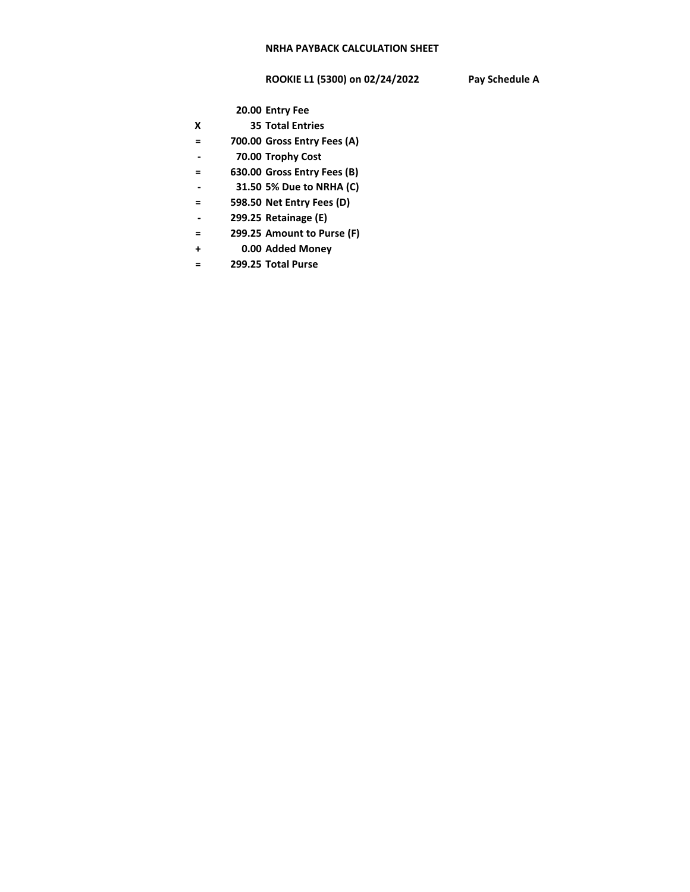**NRHA PAYBACK CALCULATION SHEET**

**ROOKIE L1 (5300) on 02/24/2022** **Pay Schedule A**

| | | |
|---|---|---|
| | 20.00 | Entry Fee |
| X | 35 | Total Entries |
| = | 700.00 | Gross Entry Fees (A) |
| - | 70.00 | Trophy Cost |
| = | 630.00 | Gross Entry Fees (B) |
| - | 31.50 | 5% Due to NRHA (C) |
| = | 598.50 | Net Entry Fees (D) |
| - | 299.25 | Retainage (E) |
| = | 299.25 | Amount to Purse (F) |
| + | 0.00 | Added Money |
| = | 299.25 | Total Purse |